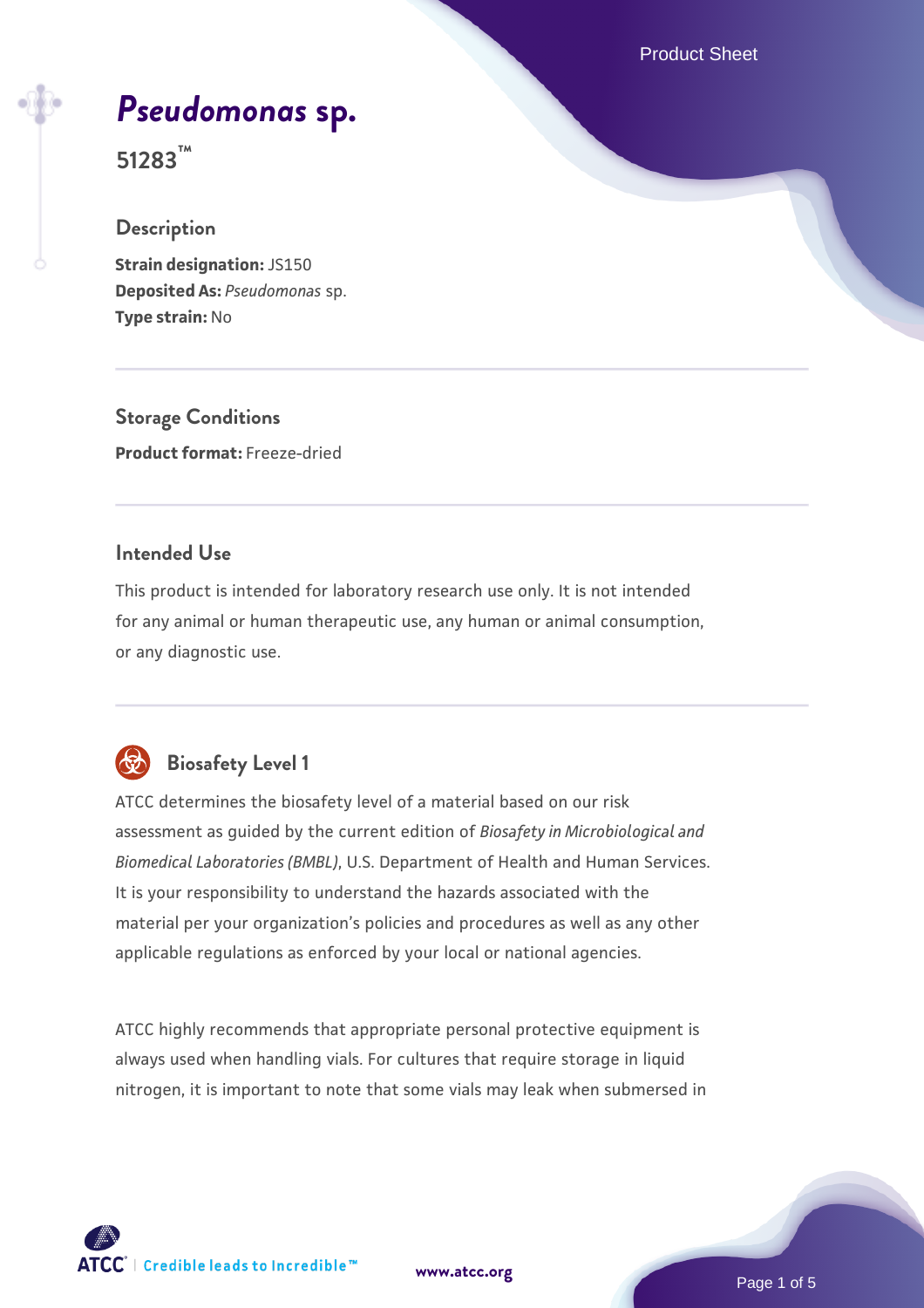# *Pseudomonas* sp.

**51283™**

## Description

**Strain designation:** JS150
**Deposited As:** *Pseudomonas* sp.
**Type strain:** No

## Storage Conditions

**Product format:** Freeze-dried

## Intended Use

This product is intended for laboratory research use only. It is not intended for any animal or human therapeutic use, any human or animal consumption, or any diagnostic use.

## Biosafety Level 1

ATCC determines the biosafety level of a material based on our risk assessment as guided by the current edition of *Biosafety in Microbiological and Biomedical Laboratories (BMBL)*, U.S. Department of Health and Human Services. It is your responsibility to understand the hazards associated with the material per your organization's policies and procedures as well as any other applicable regulations as enforced by your local or national agencies.

ATCC highly recommends that appropriate personal protective equipment is always used when handling vials. For cultures that require storage in liquid nitrogen, it is important to note that some vials may leak when submersed in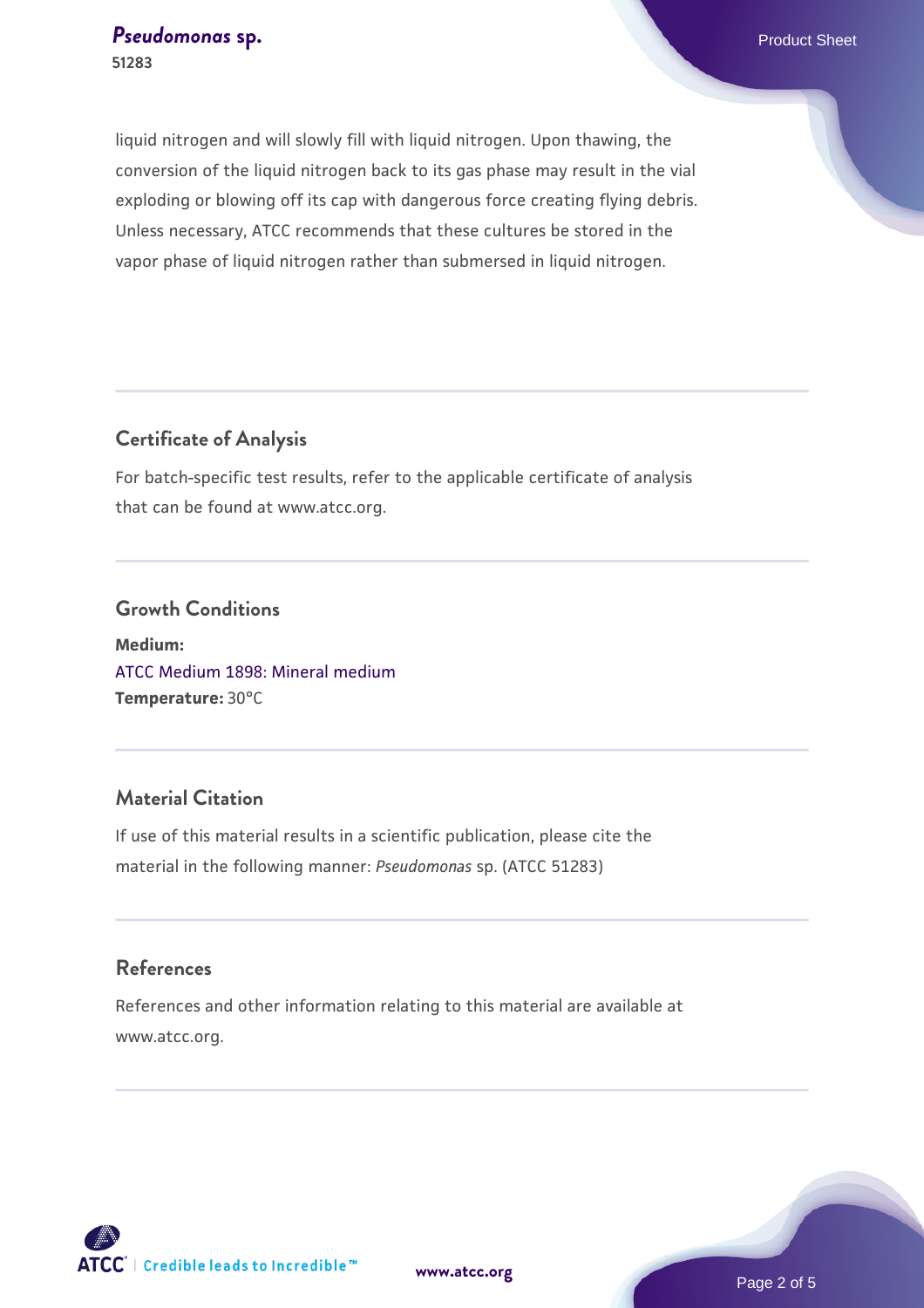liquid nitrogen and will slowly fill with liquid nitrogen. Upon thawing, the conversion of the liquid nitrogen back to its gas phase may result in the vial exploding or blowing off its cap with dangerous force creating flying debris. Unless necessary, ATCC recommends that these cultures be stored in the vapor phase of liquid nitrogen rather than submersed in liquid nitrogen.

## Certificate of Analysis

For batch-specific test results, refer to the applicable certificate of analysis that can be found at www.atcc.org.

## Growth Conditions

**Medium:**
ATCC Medium 1898: Mineral medium
**Temperature:** 30°C

## Material Citation

If use of this material results in a scientific publication, please cite the material in the following manner: *Pseudomonas* sp. (ATCC 51283)

## References

References and other information relating to this material are available at www.atcc.org.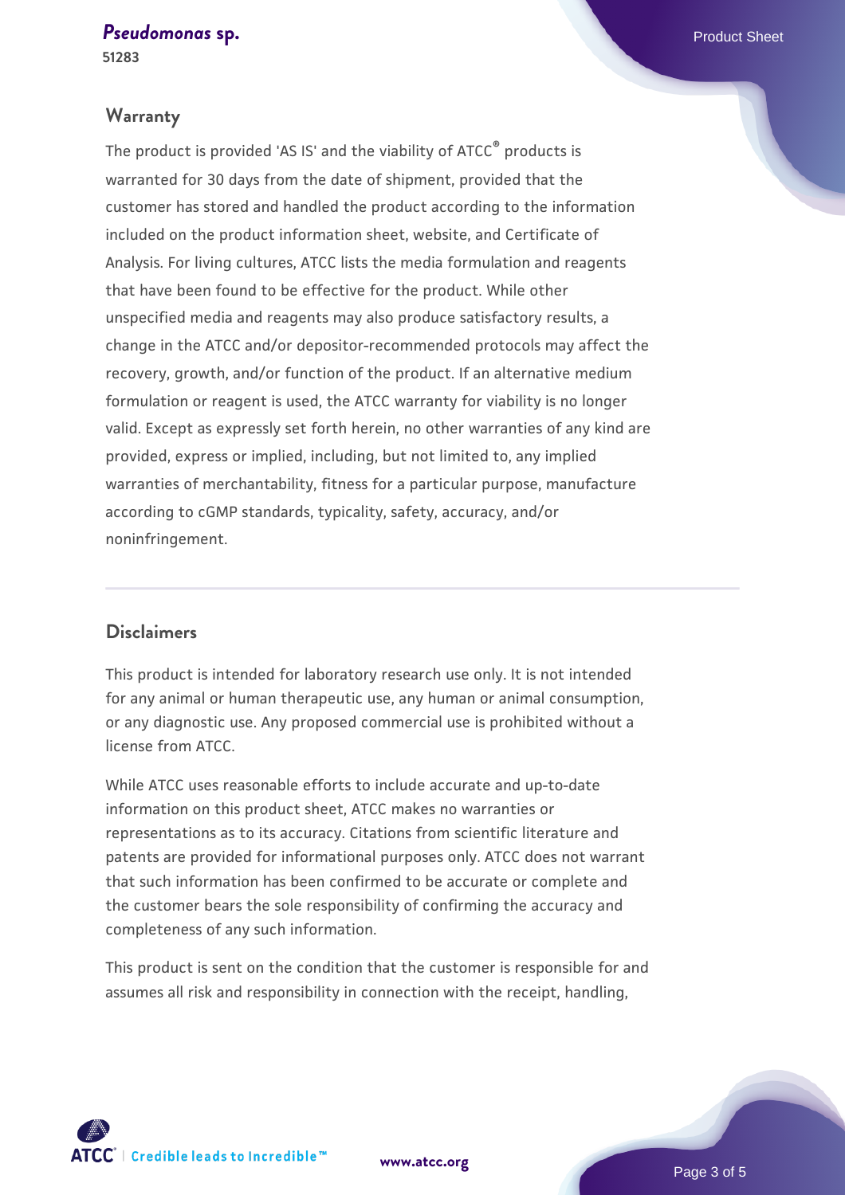## Warranty

The product is provided 'AS IS' and the viability of ATCC® products is warranted for 30 days from the date of shipment, provided that the customer has stored and handled the product according to the information included on the product information sheet, website, and Certificate of Analysis. For living cultures, ATCC lists the media formulation and reagents that have been found to be effective for the product. While other unspecified media and reagents may also produce satisfactory results, a change in the ATCC and/or depositor-recommended protocols may affect the recovery, growth, and/or function of the product. If an alternative medium formulation or reagent is used, the ATCC warranty for viability is no longer valid. Except as expressly set forth herein, no other warranties of any kind are provided, express or implied, including, but not limited to, any implied warranties of merchantability, fitness for a particular purpose, manufacture according to cGMP standards, typicality, safety, accuracy, and/or noninfringement.

## Disclaimers

This product is intended for laboratory research use only. It is not intended for any animal or human therapeutic use, any human or animal consumption, or any diagnostic use. Any proposed commercial use is prohibited without a license from ATCC.

While ATCC uses reasonable efforts to include accurate and up-to-date information on this product sheet, ATCC makes no warranties or representations as to its accuracy. Citations from scientific literature and patents are provided for informational purposes only. ATCC does not warrant that such information has been confirmed to be accurate or complete and the customer bears the sole responsibility of confirming the accuracy and completeness of any such information.

This product is sent on the condition that the customer is responsible for and assumes all risk and responsibility in connection with the receipt, handling,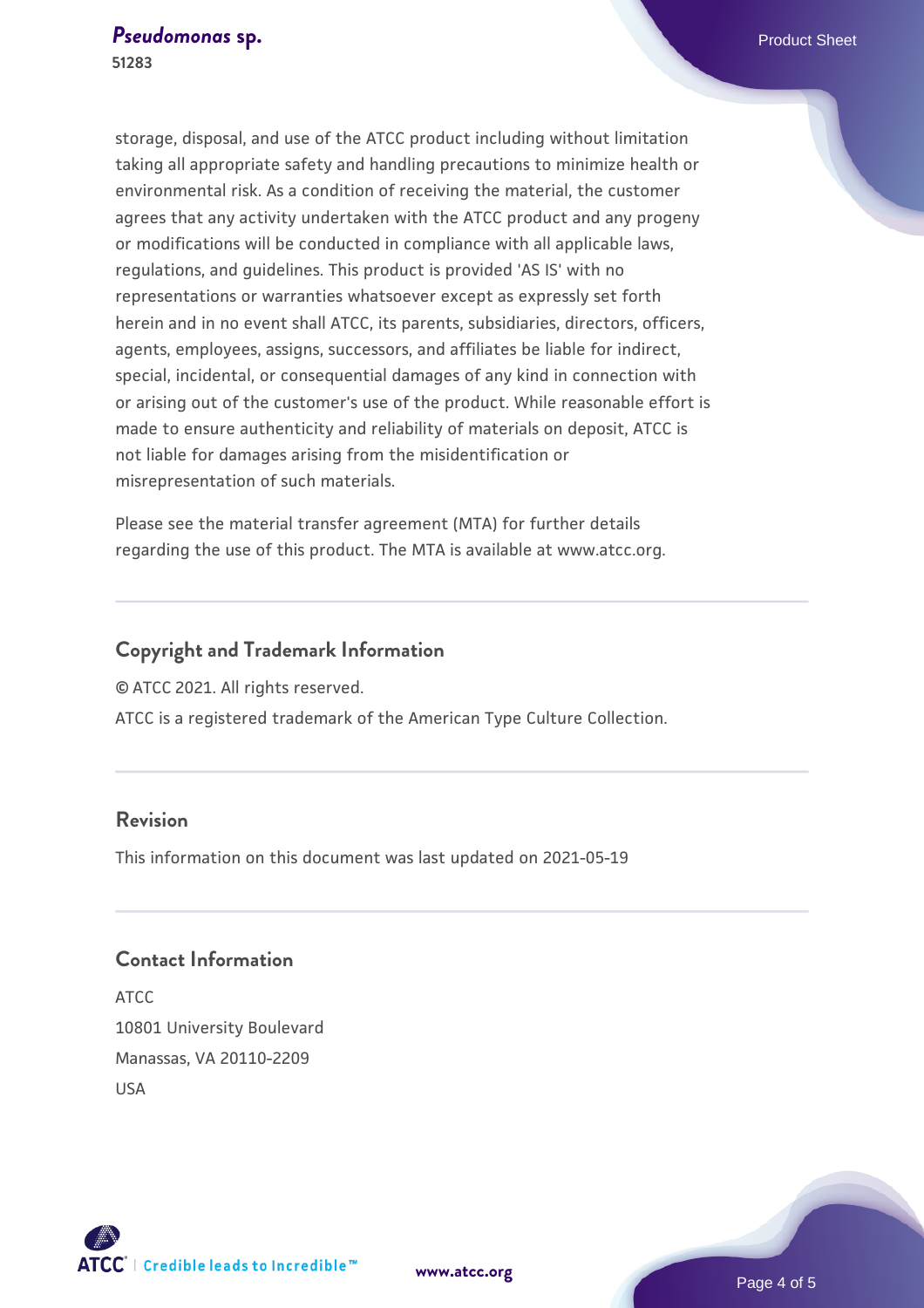storage, disposal, and use of the ATCC product including without limitation taking all appropriate safety and handling precautions to minimize health or environmental risk. As a condition of receiving the material, the customer agrees that any activity undertaken with the ATCC product and any progeny or modifications will be conducted in compliance with all applicable laws, regulations, and guidelines. This product is provided 'AS IS' with no representations or warranties whatsoever except as expressly set forth herein and in no event shall ATCC, its parents, subsidiaries, directors, officers, agents, employees, assigns, successors, and affiliates be liable for indirect, special, incidental, or consequential damages of any kind in connection with or arising out of the customer's use of the product. While reasonable effort is made to ensure authenticity and reliability of materials on deposit, ATCC is not liable for damages arising from the misidentification or misrepresentation of such materials.

Please see the material transfer agreement (MTA) for further details regarding the use of this product. The MTA is available at www.atcc.org.

## Copyright and Trademark Information

© ATCC 2021. All rights reserved.

ATCC is a registered trademark of the American Type Culture Collection.

## Revision

This information on this document was last updated on 2021-05-19

## Contact Information

ATCC
10801 University Boulevard
Manassas, VA 20110-2209
USA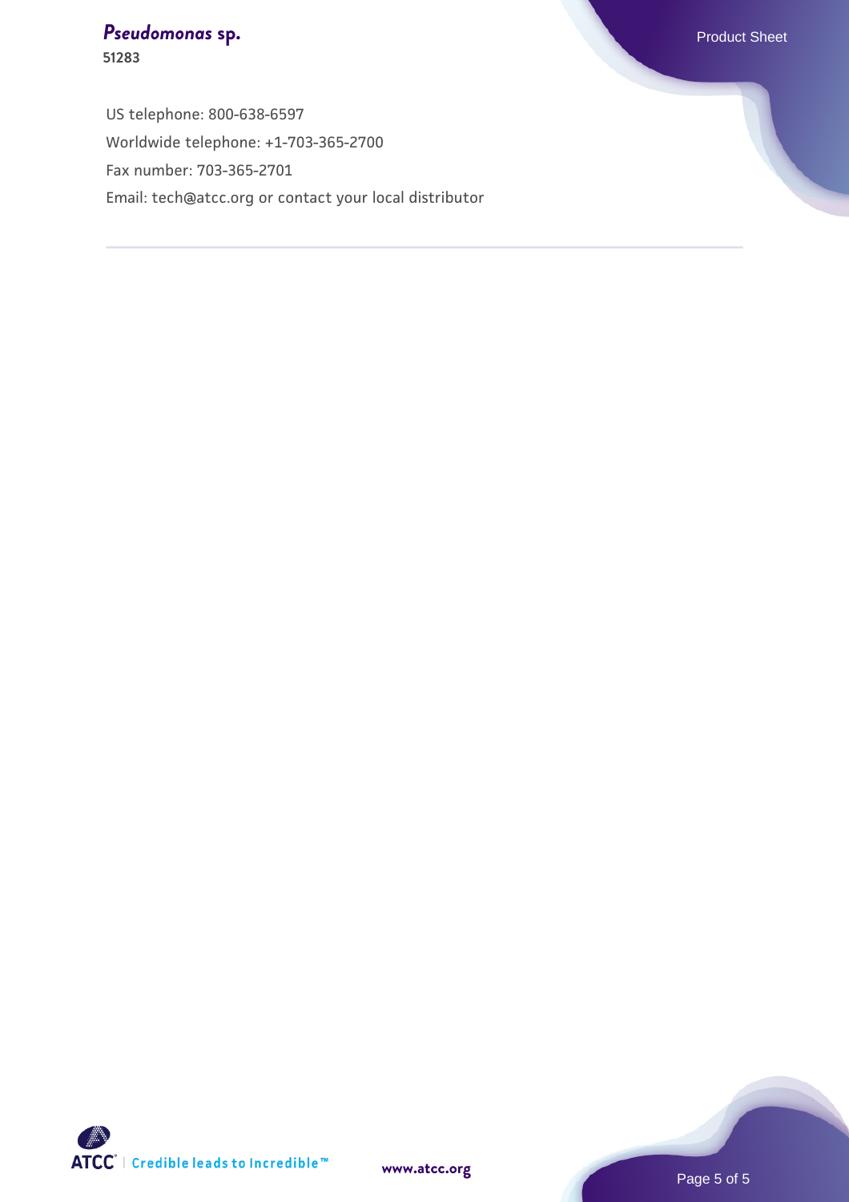US telephone: 800-638-6597

Worldwide telephone: +1-703-365-2700

Fax number: 703-365-2701

Email: tech@atcc.org or contact your local distributor